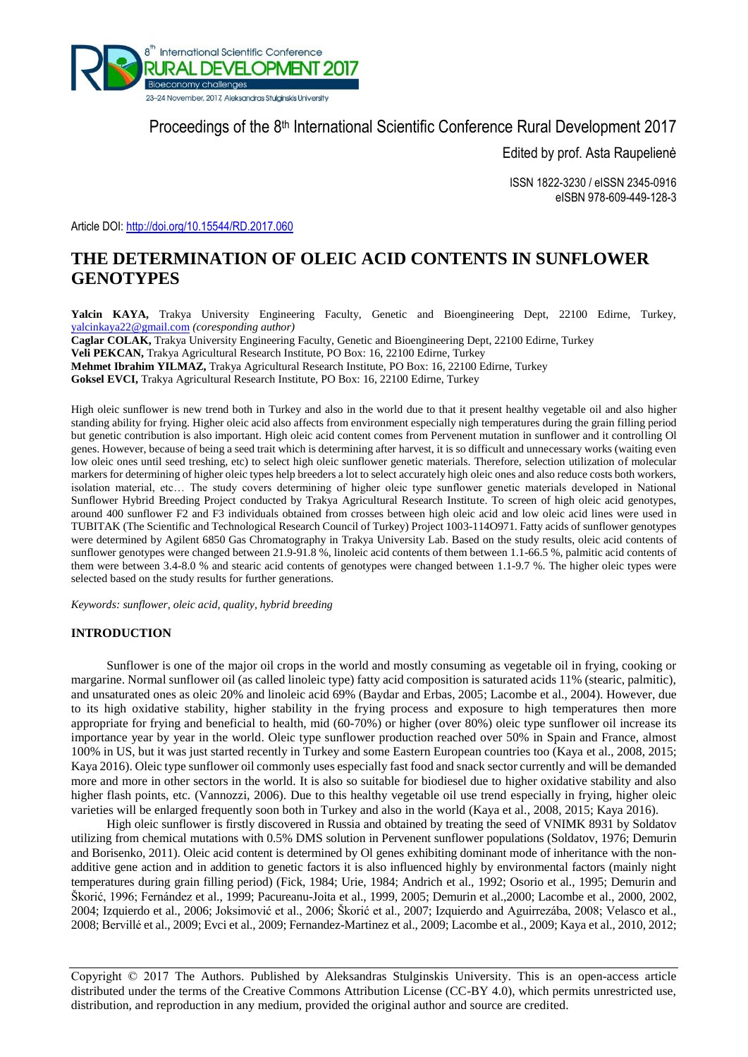Proceedings of the 8th International Scientific Conference Rural Development 2017

Edited by prof. Asta Raupelienė

ISSN 1822-3230 / eISSN 2345-0916
eISBN 978-609-449-128-3

Article DOI: http://doi.org/10.15544/RD.2017.060

# THE DETERMINATION OF OLEIC ACID CONTENTS IN SUNFLOWER GENOTYPES

**Yalcin KAYA,** Trakya University Engineering Faculty, Genetic and Bioengineering Dept, 22100 Edirne, Turkey, yalcinkaya22@gmail.com *(coresponding author)*
**Caglar COLAK,** Trakya University Engineering Faculty, Genetic and Bioengineering Dept, 22100 Edirne, Turkey
**Veli PEKCAN,** Trakya Agricultural Research Institute, PO Box: 16, 22100 Edirne, Turkey
**Mehmet Ibrahim YILMAZ,** Trakya Agricultural Research Institute, PO Box: 16, 22100 Edirne, Turkey
**Goksel EVCI,** Trakya Agricultural Research Institute, PO Box: 16, 22100 Edirne, Turkey

High oleic sunflower is new trend both in Turkey and also in the world due to that it present healthy vegetable oil and also higher standing ability for frying. Higher oleic acid also affects from environment especially nigh temperatures during the grain filling period but genetic contribution is also important. High oleic acid content comes from Pervenent mutation in sunflower and it controlling Ol genes. However, because of being a seed trait which is determining after harvest, it is so difficult and unnecessary works (waiting even low oleic ones until seed treshing, etc) to select high oleic sunflower genetic materials. Therefore, selection utilization of molecular markers for determining of higher oleic types sunflower help breeders a lot to select accurately high oleic ones and also reduce costs both workers, isolation material, etc… The study covers determining of higher oleic type sunflower genetic materials developed in National Sunflower Hybrid Breeding Project conducted by Trakya Agricultural Research Institute. To screen of high oleic acid genotypes, around 400 sunflower F2 and F3 individuals obtained from crosses between high oleic acid and low oleic acid lines were used in TUBITAK (The Scientific and Technological Research Council of Turkey) Project 1003-114O971. Fatty acids of sunflower genotypes were determined by Agilent 6850 Gas Chromatography in Trakya University Lab. Based on the study results, oleic acid contents of sunflower genotypes were changed between 21.9-91.8 %, linoleic acid contents of them between 1.1-66.5 %, palmitic acid contents of them were between 3.4-8.0 % and stearic acid contents of genotypes were changed between 1.1-9.7 %. The higher oleic types were selected based on the study results for further generations.

*Keywords: sunflower, oleic acid, quality, hybrid breeding*

## INTRODUCTION

Sunflower is one of the major oil crops in the world and mostly consuming as vegetable oil in frying, cooking or margarine. Normal sunflower oil (as called linoleic type) fatty acid composition is saturated acids 11% (stearic, palmitic), and unsaturated ones as oleic 20% and linoleic acid 69% (Baydar and Erbas, 2005; Lacombe et al., 2004). However, due to its high oxidative stability, higher stability in the frying process and exposure to high temperatures then more appropriate for frying and beneficial to health, mid (60-70%) or higher (over 80%) oleic type sunflower oil increase its importance year by year in the world. Oleic type sunflower production reached over 50% in Spain and France, almost 100% in US, but it was just started recently in Turkey and some Eastern European countries too (Kaya et al., 2008, 2015; Kaya 2016). Oleic type sunflower oil commonly uses especially fast food and snack sector currently and will be demanded more and more in other sectors in the world. It is also so suitable for biodiesel due to higher oxidative stability and also higher flash points, etc. (Vannozzi, 2006). Due to this healthy vegetable oil use trend especially in frying, higher oleic varieties will be enlarged frequently soon both in Turkey and also in the world (Kaya et al., 2008, 2015; Kaya 2016).

High oleic sunflower is firstly discovered in Russia and obtained by treating the seed of VNIMK 8931 by Soldatov utilizing from chemical mutations with 0.5% DMS solution in Pervenent sunflower populations (Soldatov, 1976; Demurin and Borisenko, 2011). Oleic acid content is determined by Ol genes exhibiting dominant mode of inheritance with the non-additive gene action and in addition to genetic factors it is also influenced highly by environmental factors (mainly night temperatures during grain filling period) (Fick, 1984; Urie, 1984; Andrich et al., 1992; Osorio et al., 1995; Demurin and Škorić, 1996; Fernández et al., 1999; Pacureanu-Joita et al., 1999, 2005; Demurin et al.,2000; Lacombe et al., 2000, 2002, 2004; Izquierdo et al., 2006; Joksimović et al., 2006; Škorić et al., 2007; Izquierdo and Aguirrezába, 2008; Velasco et al., 2008; Bervillé et al., 2009; Evci et al., 2009; Fernandez-Martinez et al., 2009; Lacombe et al., 2009; Kaya et al., 2010, 2012;

Copyright © 2017 The Authors. Published by Aleksandras Stulginskis University. This is an open-access article distributed under the terms of the Creative Commons Attribution License (CC-BY 4.0), which permits unrestricted use, distribution, and reproduction in any medium, provided the original author and source are credited.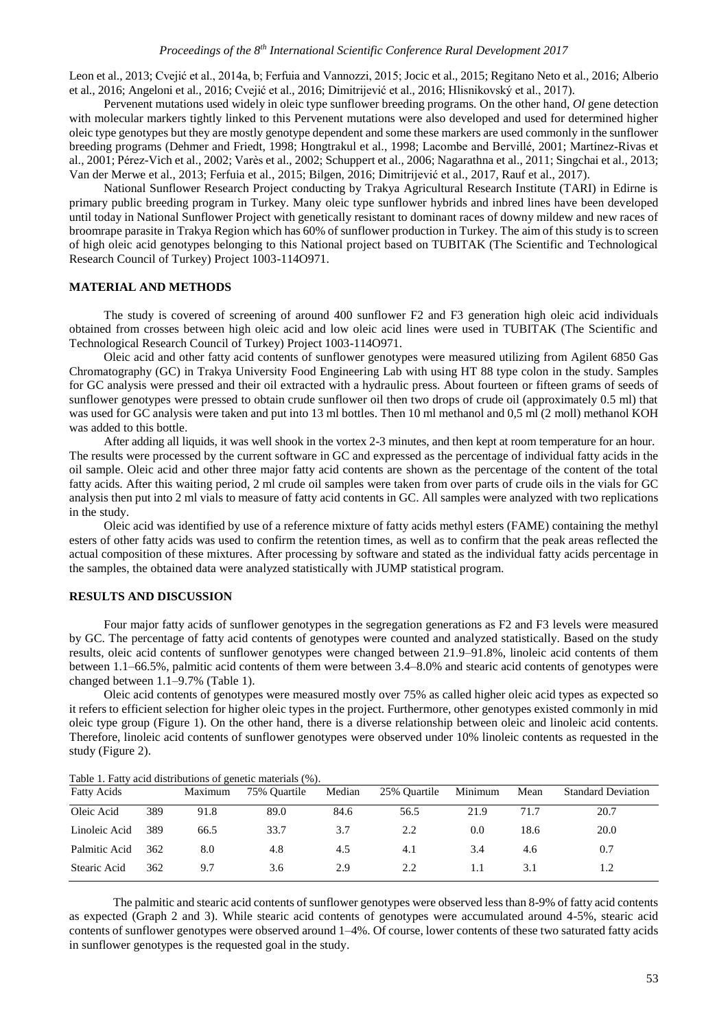Leon et al., 2013; Cvejić et al., 2014a, b; Ferfuia and Vannozzi, 2015; Jocic et al., 2015; Regitano Neto et al., 2016; Alberio et al., 2016; Angeloni et al., 2016; Cvejić et al., 2016; Dimitrijević et al., 2016; Hlisnikovský et al., 2017).

Pervenent mutations used widely in oleic type sunflower breeding programs. On the other hand, *Ol* gene detection with molecular markers tightly linked to this Pervenent mutations were also developed and used for determined higher oleic type genotypes but they are mostly genotype dependent and some these markers are used commonly in the sunflower breeding programs (Dehmer and Friedt, 1998; Hongtrakul et al., 1998; Lacombe and Bervillé, 2001; Martínez-Rivas et al., 2001; Pérez-Vich et al., 2002; Varès et al., 2002; Schuppert et al., 2006; Nagarathna et al., 2011; Singchai et al., 2013; Van der Merwe et al., 2013; Ferfuia et al., 2015; Bilgen, 2016; Dimitrijević et al., 2017, Rauf et al., 2017).

National Sunflower Research Project conducting by Trakya Agricultural Research Institute (TARI) in Edirne is primary public breeding program in Turkey. Many oleic type sunflower hybrids and inbred lines have been developed until today in National Sunflower Project with genetically resistant to dominant races of downy mildew and new races of broomrape parasite in Trakya Region which has 60% of sunflower production in Turkey. The aim of this study is to screen of high oleic acid genotypes belonging to this National project based on TUBITAK (The Scientific and Technological Research Council of Turkey) Project 1003-114O971.

## MATERIAL AND METHODS

The study is covered of screening of around 400 sunflower F2 and F3 generation high oleic acid individuals obtained from crosses between high oleic acid and low oleic acid lines were used in TUBITAK (The Scientific and Technological Research Council of Turkey) Project 1003-114O971.

Oleic acid and other fatty acid contents of sunflower genotypes were measured utilizing from Agilent 6850 Gas Chromatography (GC) in Trakya University Food Engineering Lab with using HT 88 type colon in the study. Samples for GC analysis were pressed and their oil extracted with a hydraulic press. About fourteen or fifteen grams of seeds of sunflower genotypes were pressed to obtain crude sunflower oil then two drops of crude oil (approximately 0.5 ml) that was used for GC analysis were taken and put into 13 ml bottles. Then 10 ml methanol and 0,5 ml (2 moll) methanol KOH was added to this bottle.

After adding all liquids, it was well shook in the vortex 2-3 minutes, and then kept at room temperature for an hour. The results were processed by the current software in GC and expressed as the percentage of individual fatty acids in the oil sample. Oleic acid and other three major fatty acid contents are shown as the percentage of the content of the total fatty acids. After this waiting period, 2 ml crude oil samples were taken from over parts of crude oils in the vials for GC analysis then put into 2 ml vials to measure of fatty acid contents in GC. All samples were analyzed with two replications in the study.

Oleic acid was identified by use of a reference mixture of fatty acids methyl esters (FAME) containing the methyl esters of other fatty acids was used to confirm the retention times, as well as to confirm that the peak areas reflected the actual composition of these mixtures. After processing by software and stated as the individual fatty acids percentage in the samples, the obtained data were analyzed statistically with JUMP statistical program.

## RESULTS AND DISCUSSION

Four major fatty acids of sunflower genotypes in the segregation generations as F2 and F3 levels were measured by GC. The percentage of fatty acid contents of genotypes were counted and analyzed statistically. Based on the study results, oleic acid contents of sunflower genotypes were changed between 21.9–91.8%, linoleic acid contents of them between 1.1–66.5%, palmitic acid contents of them were between 3.4–8.0% and stearic acid contents of genotypes were changed between 1.1–9.7% (Table 1).

Oleic acid contents of genotypes were measured mostly over 75% as called higher oleic acid types as expected so it refers to efficient selection for higher oleic types in the project. Furthermore, other genotypes existed commonly in mid oleic type group (Figure 1). On the other hand, there is a diverse relationship between oleic and linoleic acid contents. Therefore, linoleic acid contents of sunflower genotypes were observed under 10% linoleic contents as requested in the study (Figure 2).

Table 1. Fatty acid distributions of genetic materials (%).

| Fatty Acids | | Maximum | 75% Quartile | Median | 25% Quartile | Minimum | Mean | Standard Deviation |
|---|---|---|---|---|---|---|---|---|
| Oleic Acid | 389 | 91.8 | 89.0 | 84.6 | 56.5 | 21.9 | 71.7 | 20.7 |
| Linoleic Acid | 389 | 66.5 | 33.7 | 3.7 | 2.2 | 0.0 | 18.6 | 20.0 |
| Palmitic Acid | 362 | 8.0 | 4.8 | 4.5 | 4.1 | 3.4 | 4.6 | 0.7 |
| Stearic Acid | 362 | 9.7 | 3.6 | 2.9 | 2.2 | 1.1 | 3.1 | 1.2 |

The palmitic and stearic acid contents of sunflower genotypes were observed less than 8-9% of fatty acid contents as expected (Graph 2 and 3). While stearic acid contents of genotypes were accumulated around 4-5%, stearic acid contents of sunflower genotypes were observed around 1–4%. Of course, lower contents of these two saturated fatty acids in sunflower genotypes is the requested goal in the study.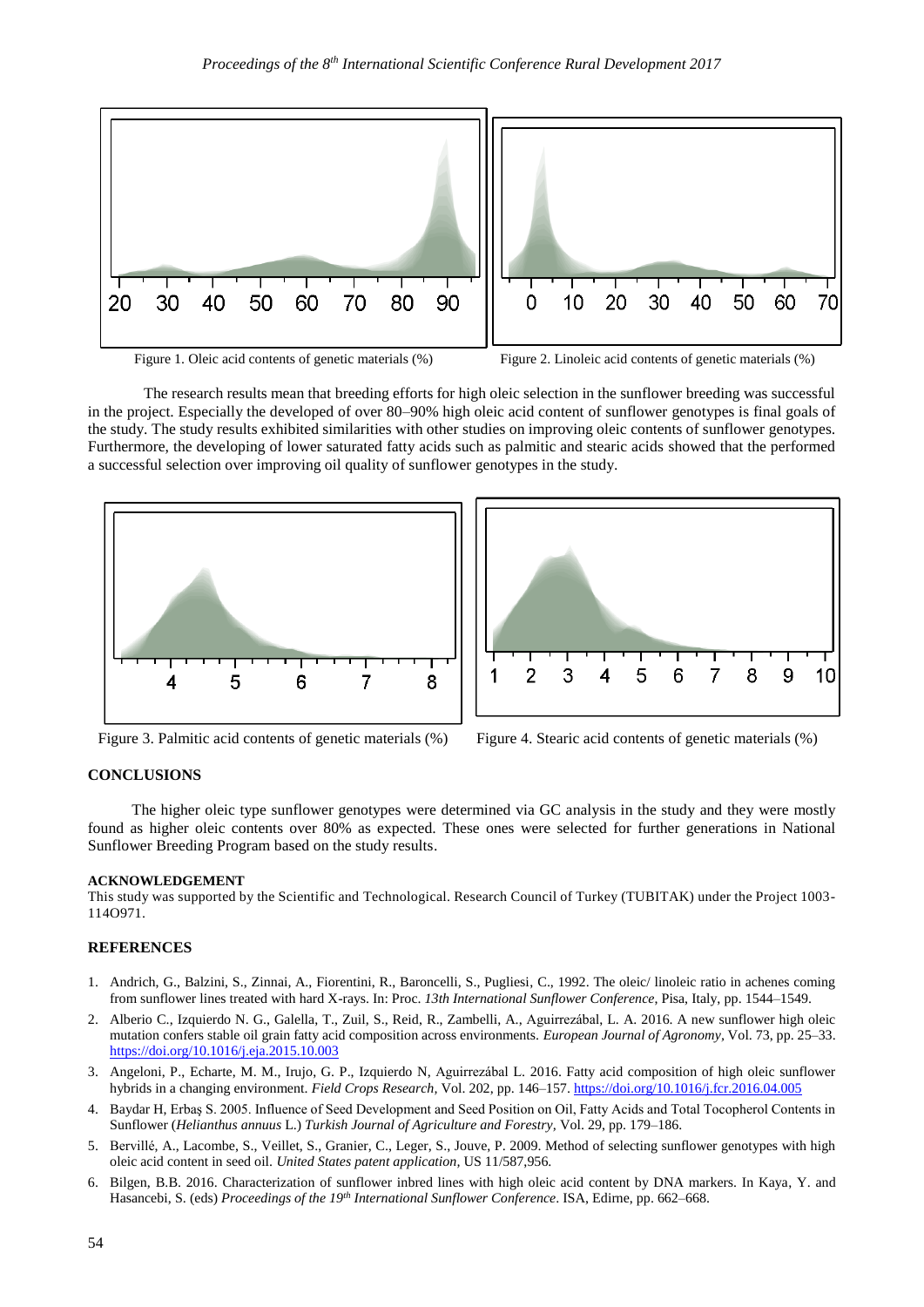Figure 1. Oleic acid contents of genetic materials (%)

Figure 2. Linoleic acid contents of genetic materials (%)

The research results mean that breeding efforts for high oleic selection in the sunflower breeding was successful in the project. Especially the developed of over 80–90% high oleic acid content of sunflower genotypes is final goals of the study. The study results exhibited similarities with other studies on improving oleic contents of sunflower genotypes. Furthermore, the developing of lower saturated fatty acids such as palmitic and stearic acids showed that the performed a successful selection over improving oil quality of sunflower genotypes in the study.

Figure 3. Palmitic acid contents of genetic materials (%)

Figure 4. Stearic acid contents of genetic materials (%)

## CONCLUSIONS

The higher oleic type sunflower genotypes were determined via GC analysis in the study and they were mostly found as higher oleic contents over 80% as expected. These ones were selected for further generations in National Sunflower Breeding Program based on the study results.

### ACKNOWLEDGEMENT

This study was supported by the Scientific and Technological. Research Council of Turkey (TUBITAK) under the Project 1003-114O971.

## REFERENCES

1. Andrich, G., Balzini, S., Zinnai, A., Fiorentini, R., Baroncelli, S., Pugliesi, C., 1992. The oleic/ linoleic ratio in achenes coming from sunflower lines treated with hard X-rays. In: Proc. *13th International Sunflower Conference*, Pisa, Italy, pp. 1544–1549.
2. Alberio C., Izquierdo N. G., Galella, T., Zuil, S., Reid, R., Zambelli, A., Aguirrezábal, L. A. 2016. A new sunflower high oleic mutation confers stable oil grain fatty acid composition across environments. *European Journal of Agronomy*, Vol. 73, pp. 25–33. https://doi.org/10.1016/j.eja.2015.10.003
3. Angeloni, P., Echarte, M. M., Irujo, G. P., Izquierdo N, Aguirrezábal L. 2016. Fatty acid composition of high oleic sunflower hybrids in a changing environment. *Field Crops Research,* Vol. 202, pp. 146–157. https://doi.org/10.1016/j.fcr.2016.04.005
4. Baydar H, Erbaş S. 2005. Influence of Seed Development and Seed Position on Oil, Fatty Acids and Total Tocopherol Contents in Sunflower (*Helianthus annuus* L.) *Turkish Journal of Agriculture and Forestry,* Vol. 29, pp. 179–186.
5. Bervillé, A., Lacombe, S., Veillet, S., Granier, C., Leger, S., Jouve, P. 2009. Method of selecting sunflower genotypes with high oleic acid content in seed oil. *United States patent application,* US 11/587,956.
6. Bilgen, B.B. 2016. Characterization of sunflower inbred lines with high oleic acid content by DNA markers. In Kaya, Y. and Hasancebi, S. (eds) *Proceedings of the 19th International Sunflower Conference*. ISA, Edirne, pp. 662–668.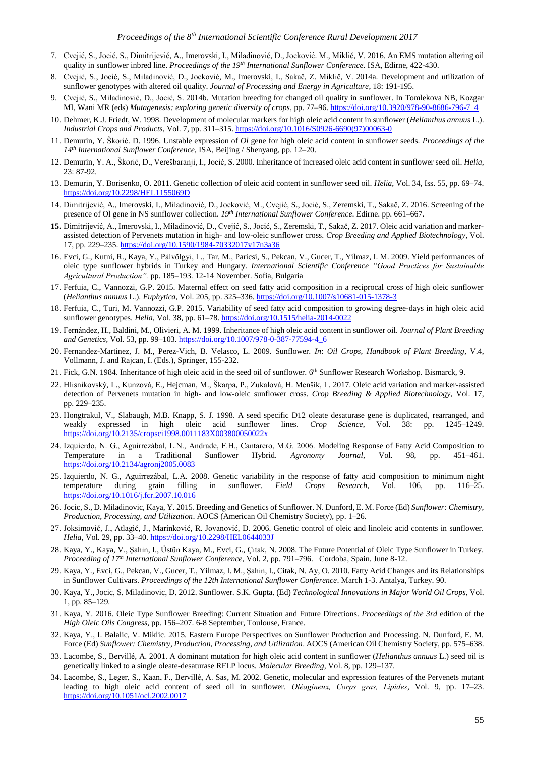7. Cvejić, S., Jocić. S., Dimitrijević, A., Imerovski, I., Miladinović, D., Jocković. M., Miklič, V. 2016. An EMS mutation altering oil quality in sunflower inbred line. *Proceedings of the 19th International Sunflower Conference*. ISA, Edirne, 422-430.
8. Cvejić, S., Jocić, S., Miladinović, D., Jocković, M., Imerovski, I., Sakač, Z. Miklič, V. 2014a. Development and utilization of sunflower genotypes with altered oil quality. *Journal of Processing and Energy in Agriculture*, 18: 191-195.
9. Cvejić, S., Miladinović, D., Jocić, S. 2014b. Mutation breeding for changed oil quality in sunflower. In Tomlekova NB, Kozgar MI, Wani MR (eds) *Mutagenesis: exploring genetic diversity of crops*, pp. 77–96. https://doi.org/10.3920/978-90-8686-796-7_4
10. Dehmer, K.J. Friedt, W. 1998. Development of molecular markers for high oleic acid content in sunflower (*Helianthus annuus* L.). *Industrial Crops and Products*, Vol. 7, pp. 311–315. https://doi.org/10.1016/S0926-6690(97)00063-0
11. Demurin, Y. Škorić. D. 1996. Unstable expression of *Ol* gene for high oleic acid content in sunflower seeds. *Proceedings of the 14th International Sunflower Conference*, ISA, Beijing / Shenyang, pp. 12–20.
12. Demurin, Y. A., Škorić, D., Verešbaranji, I., Jocić, S. 2000. Inheritance of increased oleic acid content in sunflower seed oil. *Helia*, 23: 87-92.
13. Demurin, Y. Borisenko, O. 2011. Genetic collection of oleic acid content in sunflower seed oil. *Helia*, Vol. 34, Iss. 55, pp. 69–74. https://doi.org/10.2298/HEL1155069D
14. Dimitrijević, A., Imerovski, I., Miladinović, D., Jocković, M., Cvejić, S., Jocić, S., Zeremski, T., Sakač, Z. 2016. Screening of the presence of Ol gene in NS sunflower collection. *19th International Sunflower Conference*. Edirne. pp. 661–667.
15. Dimitrijević, A., Imerovski, I., Miladinović, D., Cvejić, S., Jocić, S., Zeremski, T., Sakač, Z. 2017. Oleic acid variation and marker-assisted detection of Pervenets mutation in high- and low-oleic sunflower cross. *Crop Breeding and Applied Biotechnology*, Vol. 17, pp. 229–235. https://doi.org/10.1590/1984-70332017v17n3a36
16. Evci, G., Kutni, R., Kaya, Y., Pálvölgyi, L., Tar, M., Paricsi, S., Pekcan, V., Gucer, T., Yilmaz, I. M. 2009. Yield performances of oleic type sunflower hybrids in Turkey and Hungary. *International Scientific Conference "Good Practices for Sustainable Agricultural Production"*. pp. 185–193. 12-14 November. Sofia, Bulgaria
17. Ferfuia, C., Vannozzi, G.P. 2015. Maternal effect on seed fatty acid composition in a reciprocal cross of high oleic sunflower (*Helianthus annuus* L.). *Euphytica*, Vol. 205, pp. 325–336. https://doi.org/10.1007/s10681-015-1378-3
18. Ferfuia, C., Turi, M. Vannozzi, G.P. 2015. Variability of seed fatty acid composition to growing degree-days in high oleic acid sunflower genotypes. *Helia*, Vol. 38, pp. 61–78. https://doi.org/10.1515/helia-2014-0022
19. Fernández, H., Baldini, M., Olivieri, A. M. 1999. Inheritance of high oleic acid content in sunflower oil. *Journal of Plant Breeding and Genetics*, Vol. 53, pp. 99–103. https://doi.org/10.1007/978-0-387-77594-4_6
20. Fernandez-Martinez, J. M., Perez-Vich, B. Velasco, L. 2009. Sunflower. *In*: *Oil Crops, Handbook of Plant Breeding*, V.4, Vollmann, J. and Rajcan, I. (Eds.), Springer, 155-232.
21. Fick, G.N. 1984. Inheritance of high oleic acid in the seed oil of sunflower. 6th Sunflower Research Workshop. Bismarck, 9.
22. Hlisnikovský, L., Kunzová, E., Hejcman, M., Škarpa, P., Zukalová, H. Menšík, L. 2017. Oleic acid variation and marker-assisted detection of Pervenets mutation in high- and low-oleic sunflower cross. *Crop Breeding & Applied Biotechnology*, Vol. 17, pp. 229–235.
23. Hongtrakul, V., Slabaugh, M.B. Knapp, S. J. 1998. A seed specific D12 oleate desaturase gene is duplicated, rearranged, and weakly expressed in high oleic acid sunflower lines. *Crop Science*, Vol. 38: pp. 1245–1249. https://doi.org/10.2135/cropsci1998.0011183X003800050022x
24. Izquierdo, N. G., Aguirrezábal, L.N., Andrade, F.H., Cantarero, M.G. 2006. Modeling Response of Fatty Acid Composition to Temperature in a Traditional Sunflower Hybrid. *Agronomy Journal*, Vol. 98, pp. 451–461. https://doi.org/10.2134/agronj2005.0083
25. Izquierdo, N. G., Aguirrezábal, L.A. 2008. Genetic variability in the response of fatty acid composition to minimum night temperature during grain filling in sunflower. *Field Crops Research*, Vol. 106, pp. 116–25. https://doi.org/10.1016/j.fcr.2007.10.016
26. Jocic, S., D. Miladinovic, Kaya, Y. 2015. Breeding and Genetics of Sunflower. N. Dunford, E. M. Force (Ed) *Sunflower: Chemistry, Production, Processing, and Utilization*. AOCS (American Oil Chemistry Society), pp. 1–26.
27. Joksimović, J., Atlagić, J., Marinković, R. Jovanović, D. 2006. Genetic control of oleic and linoleic acid contents in sunflower. *Helia*, Vol. 29, pp. 33–40. https://doi.org/10.2298/HEL0644033J
28. Kaya, Y., Kaya, V., Şahin, I., Üstün Kaya, M., Evci, G., Çıtak, N. 2008. The Future Potential of Oleic Type Sunflower in Turkey. *Proceeding of 17th International Sunflower Conference*, Vol. 2, pp. 791–796. Cordoba, Spain. June 8-12.
29. Kaya, Y., Evci, G., Pekcan, V., Gucer, T., Yilmaz, I. M., Şahin, I., Citak, N. Ay, O. 2010. Fatty Acid Changes and its Relationships in Sunflower Cultivars. *Proceedings of the 12th International Sunflower Conference*. March 1-3. Antalya, Turkey. 90.
30. Kaya, Y., Jocic, S. Miladinovic, D. 2012. Sunflower. S.K. Gupta. (Ed) *Technological Innovations in Major World Oil Crops*, Vol. 1, pp. 85–129.
31. Kaya, Y. 2016. Oleic Type Sunflower Breeding: Current Situation and Future Directions. *Proceedings of the 3rd* edition of the *High Oleic Oils Congress*, pp. 156–207. 6-8 September, Toulouse, France.
32. Kaya, Y., I. Balalic, V. Miklic. 2015. Eastern Europe Perspectives on Sunflower Production and Processing. N. Dunford, E. M. Force (Ed) *Sunflower: Chemistry, Production, Processing, and Utilization*. AOCS (American Oil Chemistry Society, pp. 575–638.
33. Lacombe, S., Bervillé, A. 2001. A dominant mutation for high oleic acid content in sunflower (*Helianthus annuus* L.) seed oil is genetically linked to a single oleate-desaturase RFLP locus. *Molecular Breeding*, Vol. 8, pp. 129–137.
34. Lacombe, S., Leger, S., Kaan, F., Bervillé, A. Sas, M. 2002. Genetic, molecular and expression features of the Pervenets mutant leading to high oleic acid content of seed oil in sunflower. *Oléagineux, Corps gras, Lipides*, Vol. 9, pp. 17–23. https://doi.org/10.1051/ocl.2002.0017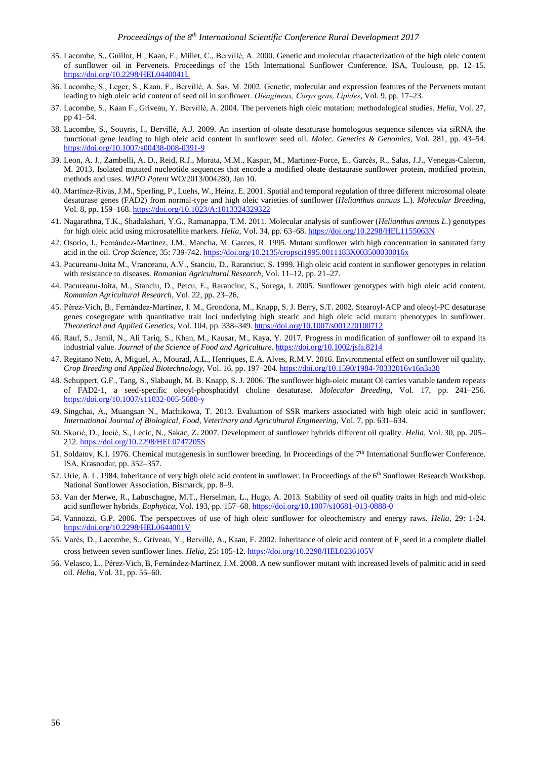35. Lacombe, S., Guillot, H., Kaan, F., Millet, C., Bervillé, A. 2000. Genetic and molecular characterization of the high oleic content of sunflower oil in Pervenets. Proceedings of the 15th International Sunflower Conference. ISA, Toulouse, pp. 12–15. https://doi.org/10.2298/HEL0440041L
36. Lacombe, S., Leger, S., Kaan, F., Bervillé, A. Sas, M. 2002. Genetic, molecular and expression features of the Pervenets mutant leading to high oleic acid content of seed oil in sunflower. *Oléagineux, Corps gras, Lipides*, Vol. 9, pp. 17–23.
37. Lacombe, S., Kaan F., Griveau, Y. Bervillé, A. 2004. The pervenets high oleic mutation: methodological studies. *Helia*, Vol. 27, pp 41–54.
38. Lacombe, S., Souyris, I., Bervillé, A.J. 2009. An insertion of oleate desaturase homologous sequence silences via siRNA the functional gene leading to high oleic acid content in sunflower seed oil. *Molec. Genetics & Genomics*, Vol. 281, pp. 43–54. https://doi.org/10.1007/s00438-008-0391-9
39. Leon, A. J., Zambelli, A. D., Reid, R.J., Morata, M.M., Kaspar, M., Martinez-Force, E., Garcés, R., Salas, J.J., Venegas-Caleron, M. 2013. Isolated mutated nucleotide sequences that encode a modified oleate destaurase sunflower protein, modified protein, methods and uses. *WIPO Patent* WO/2013/004280, Jan 10.
40. Martínez-Rivas, J.M., Sperling, P., Luehs, W., Heinz, E. 2001. Spatial and temporal regulation of three different microsomal oleate desaturase genes (FAD2) from normal-type and high oleic varieties of sunflower (*Helianthus annuus* L.). *Molecular Breeding*, Vol. 8, pp. 159–168. https://doi.org/10.1023/A:1013324329322
41. Nagarathna, T.K., Shadakshari, Y.G., Ramanappa, T.M. 2011. Molecular analysis of sunflower (*Helianthus annuus L*.) genotypes for high oleic acid using microsatellite markers. *Helia*, Vol. 34, pp. 63–68. https://doi.org/10.2298/HEL1155063N
42. Osorio, J., Fernández-Martinez, J.M., Mancha, M. Garces, R. 1995. Mutant sunflower with high concentration in saturated fatty acid in the oil. *Crop Science*, 35: 739-742. https://doi.org/10.2135/cropsci1995.0011183X003500030016x
43. Pacureanu-Joita M., Vranceanu, A.V., Stanciu, D., Raranciuc, S. 1999. High oleic acid content in sunflower genotypes in relation with resistance to diseases. *Romanian Agricultural Research*, Vol. 11–12, pp. 21–27.
44. Pacureanu-Joita, M., Stanciu, D., Petcu, E., Raranciuc, S., Sorega, I. 2005. Sunflower genotypes with high oleic acid content. *Romanian Agricultural Research*, Vol. 22, pp. 23–26.
45. Pérez-Vich, B., Fernández-Martínez, J. M., Grondona, M., Knapp, S. J. Berry, S.T. 2002. Stearoyl-ACP and oleoyl-PC desaturase genes cosegregate with quantitative trait loci underlying high stearic and high oleic acid mutant phenotypes in sunflower. *Theoretical and Applied Genetics*, Vol. 104, pp. 338–349. https://doi.org/10.1007/s001220100712
46. Rauf, S., Jamil, N., Ali Tariq, S., Khan, M., Kausar, M., Kaya, Y. 2017. Progress in modification of sunflower oil to expand its industrial value. *Journal of the Science of Food and Agriculture*. https://doi.org/10.1002/jsfa.8214
47. Regitano Neto, A, Miguel, A., Mourad, A.L., Henriques, E.A. Alves, R.M.V. 2016. Environmental effect on sunflower oil quality. *Crop Breeding and Applied Biotechnology*, Vol. 16, pp. 197–204. https://doi.org/10.1590/1984-70332016v16n3a30
48. Schuppert, G.F., Tang, S., Slabaugh, M. B. Knapp, S. J. 2006. The sunflower high-oleic mutant Ol carries variable tandem repeats of FAD2-1, a seed-specific oleoyl-phosphatidyl choline desaturase. *Molecular Breeding*, Vol. 17, pp. 241–256. https://doi.org/10.1007/s11032-005-5680-y
49. Singchai, A., Muangsan N., Machikowa, T. 2013. Evaluation of SSR markers associated with high oleic acid in sunflower. *International Journal of Biological, Food, Veterinary and Agricultural Engineering*, Vol. 7, pp. 631–634.
50. Skorić, D., Jocić, S., Lecic, N., Sakac, Z. 2007. Development of sunflower hybrids different oil quality. *Helia*, Vol. 30, pp. 205–212. https://doi.org/10.2298/HEL0747205S
51. Soldatov, K.I. 1976. Chemical mutagenesis in sunflower breeding. In Proceedings of the 7th International Sunflower Conference. ISA, Krasnodar, pp. 352–357.
52. Urie, A. L. 1984. Inheritance of very high oleic acid content in sunflower. In Proceedings of the 6th Sunflower Research Workshop. National Sunflower Association, Bismarck, pp. 8–9.
53. Van der Merwe, R., Labuschagne, M.T., Herselman, L., Hugo, A. 2013. Stability of seed oil quality traits in high and mid-oleic acid sunflower hybrids. *Euphytica*, Vol. 193, pp. 157–68. https://doi.org/10.1007/s10681-013-0888-0
54. Vannozzi, G.P. 2006. The perspectives of use of high oleic sunflower for oleochemistry and energy raws. *Helia*, 29: 1-24. https://doi.org/10.2298/HEL0644001V
55. Varès, D., Lacombe, S., Griveau, Y., Bervillé, A., Kaan, F. 2002. Inheritance of oleic acid content of $F_1$ seed in a complete diallel cross between seven sunflower lines. *Helia*, 25: 105-12. https://doi.org/10.2298/HEL0236105V
56. Velasco, L., Pérez-Vich, B, Fernández-Martínez, J.M. 2008. A new sunflower mutant with increased levels of palmitic acid in seed oil. *Helia*, Vol. 31, pp. 55–60.